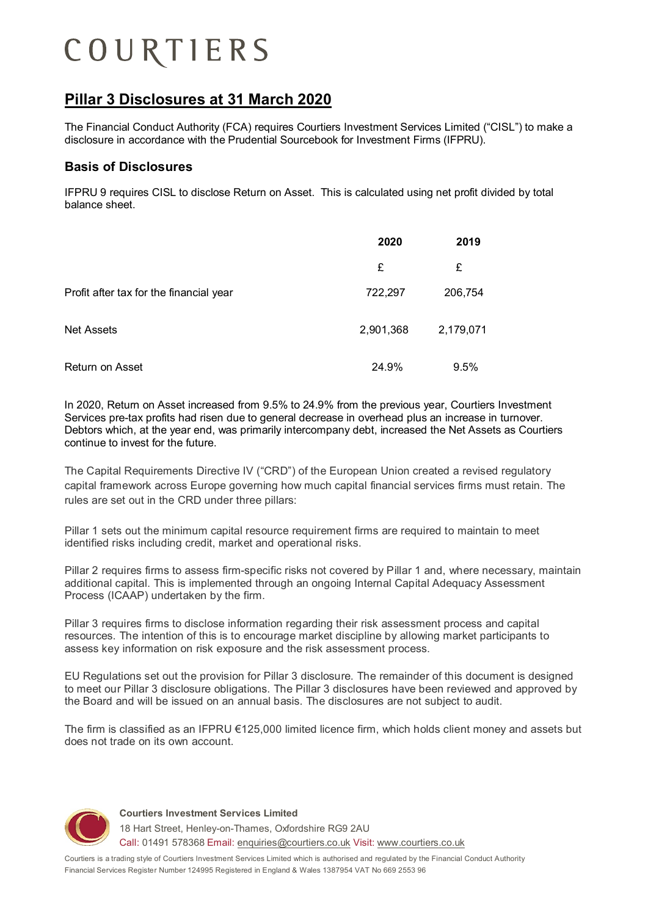# COURTIERS

## Pillar 3 Disclosures at 31 March 2020

The Financial Conduct Authority (FCA) requires Courtiers Investment Services Limited ("CISL") to make a disclosure in accordance with the Prudential Sourcebook for Investment Firms (IFPRU).

### Basis of Disclosures

IFPRU 9 requires CISL to disclose Return on Asset. This is calculated using net profit divided by total balance sheet.

| | 2020 | 2019 |
|---|---|---|
| | £ | £ |
| Profit after tax for the financial year | 722,297 | 206,754 |
| Net Assets | 2,901,368 | 2,179,071 |
| Return on Asset | 24.9% | 9.5% |

In 2020, Return on Asset increased from 9.5% to 24.9% from the previous year, Courtiers Investment Services pre-tax profits had risen due to general decrease in overhead plus an increase in turnover. Debtors which, at the year end, was primarily intercompany debt, increased the Net Assets as Courtiers continue to invest for the future.

The Capital Requirements Directive IV ("CRD") of the European Union created a revised regulatory capital framework across Europe governing how much capital financial services firms must retain. The rules are set out in the CRD under three pillars:

Pillar 1 sets out the minimum capital resource requirement firms are required to maintain to meet identified risks including credit, market and operational risks.

Pillar 2 requires firms to assess firm-specific risks not covered by Pillar 1 and, where necessary, maintain additional capital. This is implemented through an ongoing Internal Capital Adequacy Assessment Process (ICAAP) undertaken by the firm.

Pillar 3 requires firms to disclose information regarding their risk assessment process and capital resources. The intention of this is to encourage market discipline by allowing market participants to assess key information on risk exposure and the risk assessment process.

EU Regulations set out the provision for Pillar 3 disclosure. The remainder of this document is designed to meet our Pillar 3 disclosure obligations. The Pillar 3 disclosures have been reviewed and approved by the Board and will be issued on an annual basis. The disclosures are not subject to audit.

The firm is classified as an IFPRU €125,000 limited licence firm, which holds client money and assets but does not trade on its own account.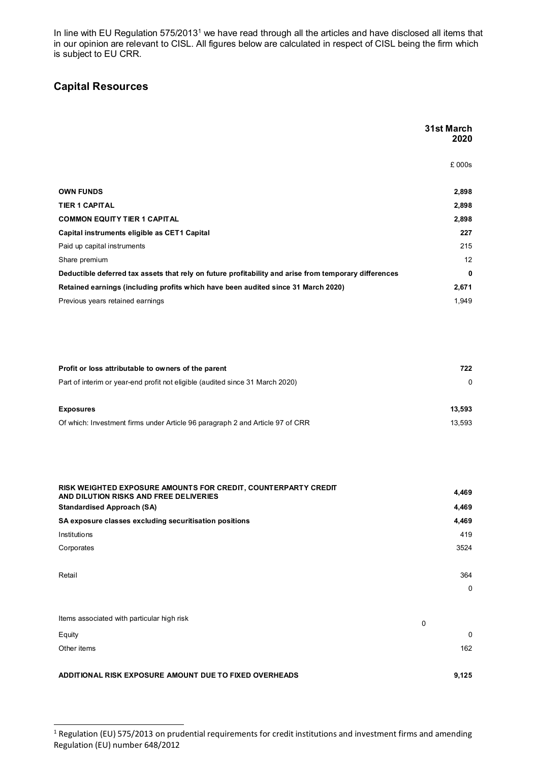In line with EU Regulation 575/2013[1] we have read through all the articles and have disclosed all items that in our opinion are relevant to CISL. All figures below are calculated in respect of CISL being the firm which is subject to EU CRR.

## Capital Resources

| | 31st March 2020 |
|---|---|
| | £ 000s |
| **OWN FUNDS** | **2,898** |
| **TIER 1 CAPITAL** | **2,898** |
| **COMMON EQUITY TIER 1 CAPITAL** | **2,898** |
| **Capital instruments eligible as CET1 Capital** | **227** |
| Paid up capital instruments | 215 |
| Share premium | 12 |
| **Deductible deferred tax assets that rely on future profitability and arise from temporary differences** | **0** |
| **Retained earnings (including profits which have been audited since 31 March 2020)** | **2,671** |
| Previous years retained earnings | 1,949 |
| **Profit or loss attributable to owners of the parent** | **722** |
| Part of interim or year-end profit not eligible (audited since 31 March 2020) | 0 |
| **Exposures** | **13,593** |
| Of which: Investment firms under Article 96 paragraph 2 and Article 97 of CRR | 13,593 |

| | |
|---|---|
| **RISK WEIGHTED EXPOSURE AMOUNTS FOR CREDIT, COUNTERPARTY CREDIT AND DILUTION RISKS AND FREE DELIVERIES** | **4,469** |
| **Standardised Approach (SA)** | **4,469** |
| **SA exposure classes excluding securitisation positions** | **4,469** |
| Institutions | 419 |
| Corporates | 3524 |
| Retail | 364 |
| | 0 |
| Items associated with particular high risk | 0 |
| Equity | 0 |
| Other items | 162 |
| **ADDITIONAL RISK EXPOSURE AMOUNT DUE TO FIXED OVERHEADS** | **9,125** |

[1] Regulation (EU) 575/2013 on prudential requirements for credit institutions and investment firms and amending Regulation (EU) number 648/2012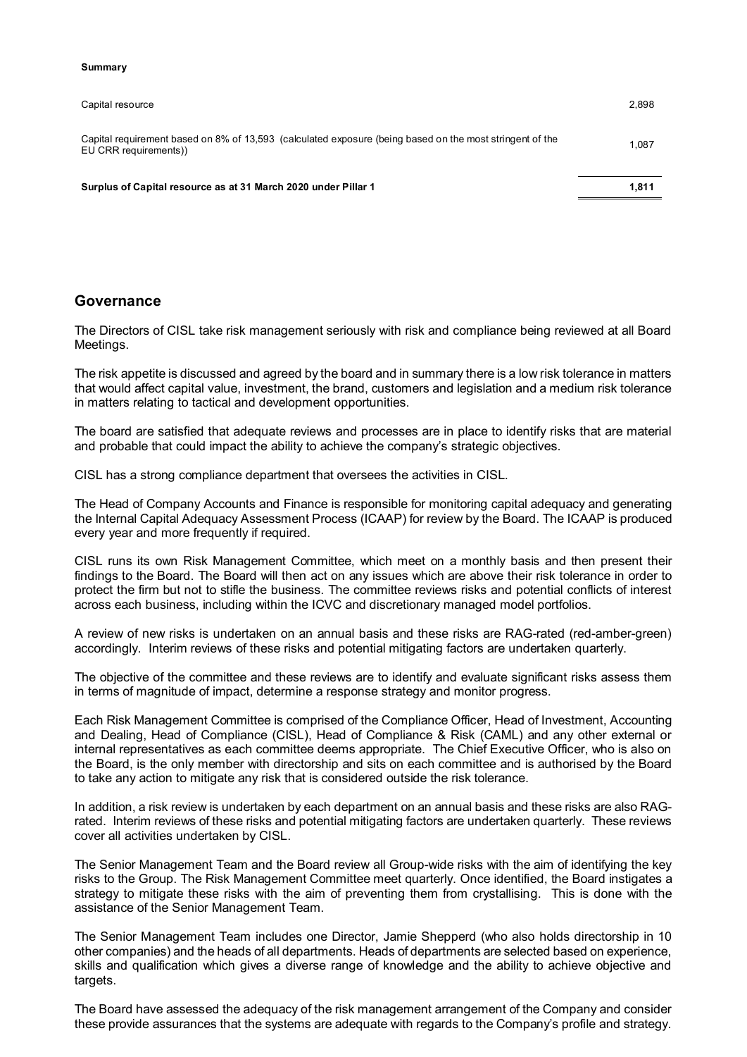**Summary**

| | |
|---|---|
| Capital resource | 2,898 |
| Capital requirement based on 8% of 13,593 (calculated exposure (being based on the most stringent of the EU CRR requirements)) | 1,087 |
| **Surplus of Capital resource as at 31 March 2020 under Pillar 1** | **1,811** |

## Governance

The Directors of CISL take risk management seriously with risk and compliance being reviewed at all Board Meetings.

The risk appetite is discussed and agreed by the board and in summary there is a low risk tolerance in matters that would affect capital value, investment, the brand, customers and legislation and a medium risk tolerance in matters relating to tactical and development opportunities.

The board are satisfied that adequate reviews and processes are in place to identify risks that are material and probable that could impact the ability to achieve the company's strategic objectives.

CISL has a strong compliance department that oversees the activities in CISL.

The Head of Company Accounts and Finance is responsible for monitoring capital adequacy and generating the Internal Capital Adequacy Assessment Process (ICAAP) for review by the Board. The ICAAP is produced every year and more frequently if required.

CISL runs its own Risk Management Committee, which meet on a monthly basis and then present their findings to the Board. The Board will then act on any issues which are above their risk tolerance in order to protect the firm but not to stifle the business. The committee reviews risks and potential conflicts of interest across each business, including within the ICVC and discretionary managed model portfolios.

A review of new risks is undertaken on an annual basis and these risks are RAG-rated (red-amber-green) accordingly. Interim reviews of these risks and potential mitigating factors are undertaken quarterly.

The objective of the committee and these reviews are to identify and evaluate significant risks assess them in terms of magnitude of impact, determine a response strategy and monitor progress.

Each Risk Management Committee is comprised of the Compliance Officer, Head of Investment, Accounting and Dealing, Head of Compliance (CISL), Head of Compliance & Risk (CAML) and any other external or internal representatives as each committee deems appropriate. The Chief Executive Officer, who is also on the Board, is the only member with directorship and sits on each committee and is authorised by the Board to take any action to mitigate any risk that is considered outside the risk tolerance.

In addition, a risk review is undertaken by each department on an annual basis and these risks are also RAG-rated. Interim reviews of these risks and potential mitigating factors are undertaken quarterly. These reviews cover all activities undertaken by CISL.

The Senior Management Team and the Board review all Group-wide risks with the aim of identifying the key risks to the Group. The Risk Management Committee meet quarterly. Once identified, the Board instigates a strategy to mitigate these risks with the aim of preventing them from crystallising. This is done with the assistance of the Senior Management Team.

The Senior Management Team includes one Director, Jamie Shepperd (who also holds directorship in 10 other companies) and the heads of all departments. Heads of departments are selected based on experience, skills and qualification which gives a diverse range of knowledge and the ability to achieve objective and targets.

The Board have assessed the adequacy of the risk management arrangement of the Company and consider these provide assurances that the systems are adequate with regards to the Company's profile and strategy.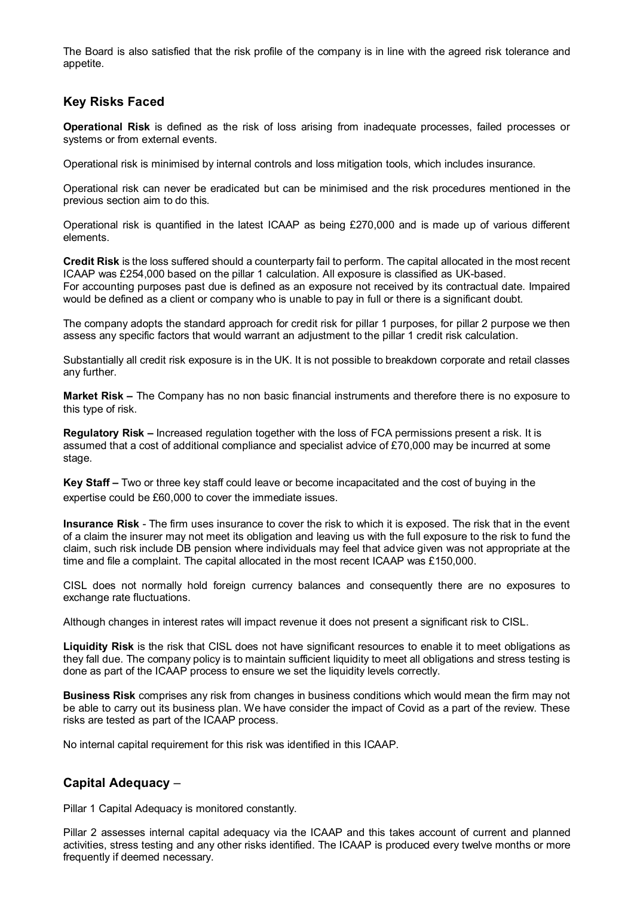The Board is also satisfied that the risk profile of the company is in line with the agreed risk tolerance and appetite.

## Key Risks Faced

**Operational Risk** is defined as the risk of loss arising from inadequate processes, failed processes or systems or from external events.

Operational risk is minimised by internal controls and loss mitigation tools, which includes insurance.

Operational risk can never be eradicated but can be minimised and the risk procedures mentioned in the previous section aim to do this.

Operational risk is quantified in the latest ICAAP as being £270,000 and is made up of various different elements.

**Credit Risk** is the loss suffered should a counterparty fail to perform. The capital allocated in the most recent ICAAP was £254,000 based on the pillar 1 calculation. All exposure is classified as UK-based.
For accounting purposes past due is defined as an exposure not received by its contractual date. Impaired would be defined as a client or company who is unable to pay in full or there is a significant doubt.

The company adopts the standard approach for credit risk for pillar 1 purposes, for pillar 2 purpose we then assess any specific factors that would warrant an adjustment to the pillar 1 credit risk calculation.

Substantially all credit risk exposure is in the UK. It is not possible to breakdown corporate and retail classes any further.

**Market Risk –** The Company has no non basic financial instruments and therefore there is no exposure to this type of risk.

**Regulatory Risk –** Increased regulation together with the loss of FCA permissions present a risk. It is assumed that a cost of additional compliance and specialist advice of £70,000 may be incurred at some stage.

**Key Staff –** Two or three key staff could leave or become incapacitated and the cost of buying in the expertise could be £60,000 to cover the immediate issues.

**Insurance Risk** - The firm uses insurance to cover the risk to which it is exposed. The risk that in the event of a claim the insurer may not meet its obligation and leaving us with the full exposure to the risk to fund the claim, such risk include DB pension where individuals may feel that advice given was not appropriate at the time and file a complaint. The capital allocated in the most recent ICAAP was £150,000.

CISL does not normally hold foreign currency balances and consequently there are no exposures to exchange rate fluctuations.

Although changes in interest rates will impact revenue it does not present a significant risk to CISL.

**Liquidity Risk** is the risk that CISL does not have significant resources to enable it to meet obligations as they fall due. The company policy is to maintain sufficient liquidity to meet all obligations and stress testing is done as part of the ICAAP process to ensure we set the liquidity levels correctly.

**Business Risk** comprises any risk from changes in business conditions which would mean the firm may not be able to carry out its business plan. We have consider the impact of Covid as a part of the review. These risks are tested as part of the ICAAP process.

No internal capital requirement for this risk was identified in this ICAAP.

## Capital Adequacy –

Pillar 1 Capital Adequacy is monitored constantly.

Pillar 2 assesses internal capital adequacy via the ICAAP and this takes account of current and planned activities, stress testing and any other risks identified. The ICAAP is produced every twelve months or more frequently if deemed necessary.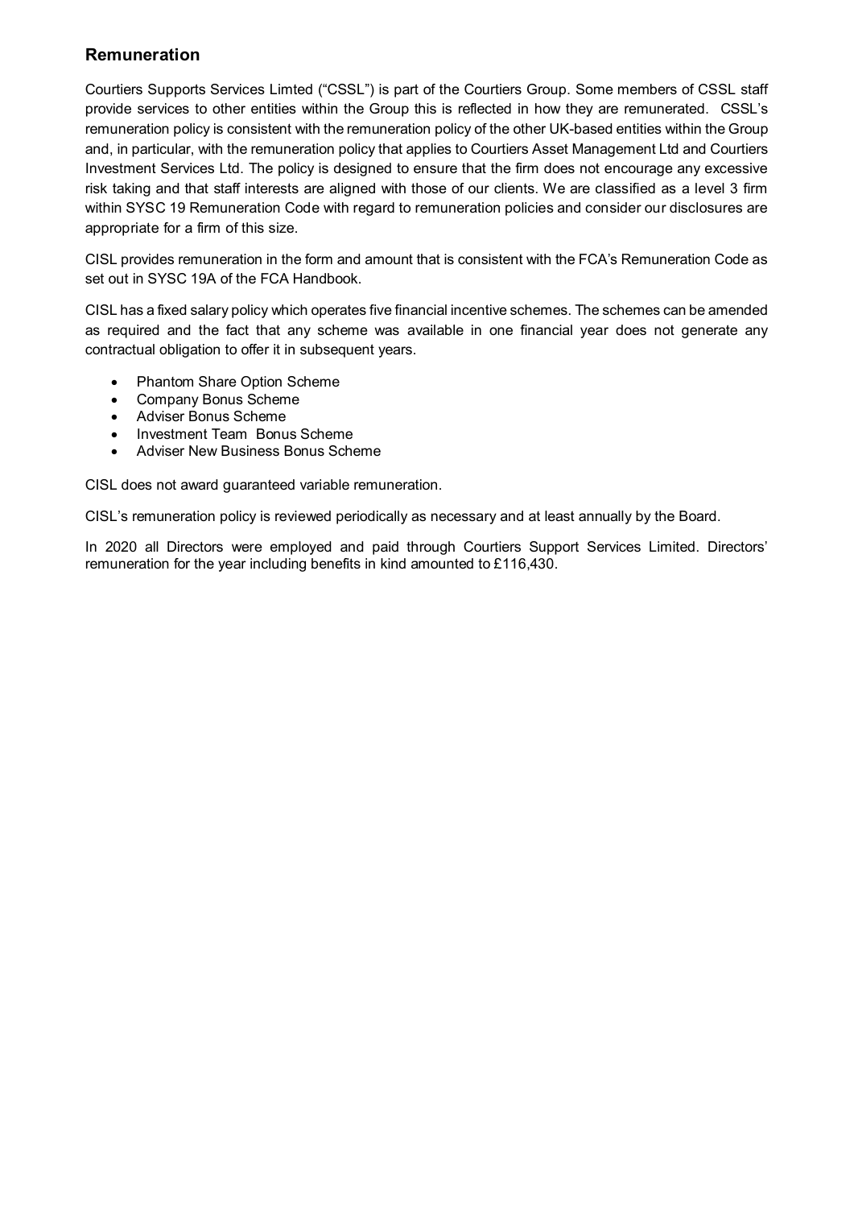## Remuneration

Courtiers Supports Services Limted ("CSSL") is part of the Courtiers Group. Some members of CSSL staff provide services to other entities within the Group this is reflected in how they are remunerated. CSSL's remuneration policy is consistent with the remuneration policy of the other UK-based entities within the Group and, in particular, with the remuneration policy that applies to Courtiers Asset Management Ltd and Courtiers Investment Services Ltd. The policy is designed to ensure that the firm does not encourage any excessive risk taking and that staff interests are aligned with those of our clients. We are classified as a level 3 firm within SYSC 19 Remuneration Code with regard to remuneration policies and consider our disclosures are appropriate for a firm of this size.

CISL provides remuneration in the form and amount that is consistent with the FCA's Remuneration Code as set out in SYSC 19A of the FCA Handbook.

CISL has a fixed salary policy which operates five financial incentive schemes. The schemes can be amended as required and the fact that any scheme was available in one financial year does not generate any contractual obligation to offer it in subsequent years.

- Phantom Share Option Scheme
- Company Bonus Scheme
- Adviser Bonus Scheme
- Investment Team Bonus Scheme
- Adviser New Business Bonus Scheme

CISL does not award guaranteed variable remuneration.

CISL's remuneration policy is reviewed periodically as necessary and at least annually by the Board.

In 2020 all Directors were employed and paid through Courtiers Support Services Limited. Directors' remuneration for the year including benefits in kind amounted to £116,430.